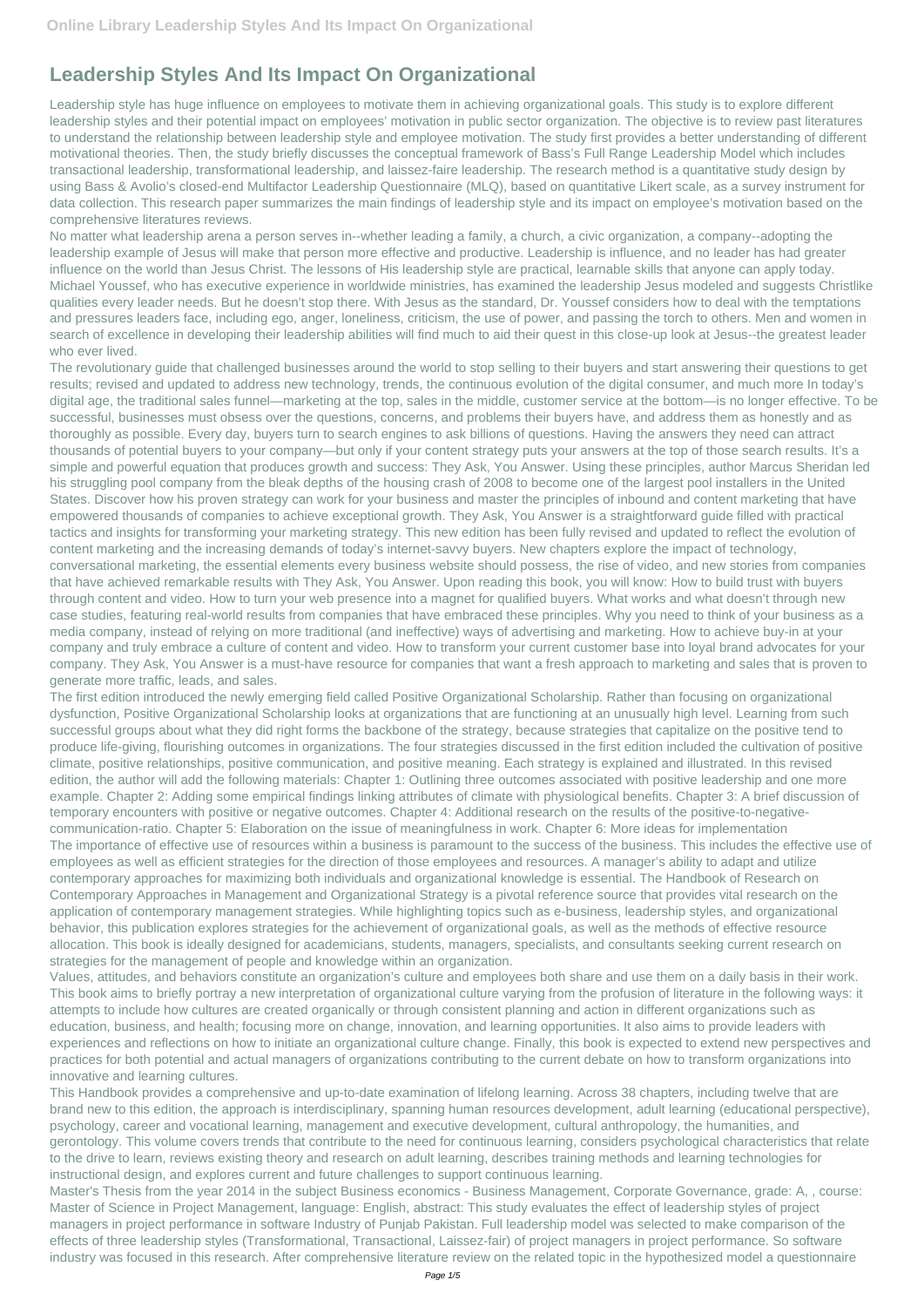# Leadership Styles And Its Impact On Organizational

Leadership style has huge influence on employees to motivate them in achieving organizational goals. This study is to explore different leadership styles and their potential impact on employees' motivation in public sector organization. The objective is to review past literatures to understand the relationship between leadership style and employee motivation. The study first provides a better understanding of different motivational theories. Then, the study briefly discusses the conceptual framework of Bass's Full Range Leadership Model which includes transactional leadership, transformational leadership, and laissez-faire leadership. The research method is a quantitative study design by using Bass & Avolio's closed-end Multifactor Leadership Questionnaire (MLQ), based on quantitative Likert scale, as a survey instrument for data collection. This research paper summarizes the main findings of leadership style and its impact on employee's motivation based on the comprehensive literatures reviews.

No matter what leadership arena a person serves in--whether leading a family, a church, a civic organization, a company--adopting the leadership example of Jesus will make that person more effective and productive. Leadership is influence, and no leader has had greater influence on the world than Jesus Christ. The lessons of His leadership style are practical, learnable skills that anyone can apply today. Michael Youssef, who has executive experience in worldwide ministries, has examined the leadership Jesus modeled and suggests Christlike qualities every leader needs. But he doesn't stop there. With Jesus as the standard, Dr. Youssef considers how to deal with the temptations and pressures leaders face, including ego, anger, loneliness, criticism, the use of power, and passing the torch to others. Men and women in search of excellence in developing their leadership abilities will find much to aid their quest in this close-up look at Jesus--the greatest leader who ever lived.

The revolutionary guide that challenged businesses around the world to stop selling to their buyers and start answering their questions to get results; revised and updated to address new technology, trends, the continuous evolution of the digital consumer, and much more In today's digital age, the traditional sales funnel—marketing at the top, sales in the middle, customer service at the bottom—is no longer effective. To be successful, businesses must obsess over the questions, concerns, and problems their buyers have, and address them as honestly and as thoroughly as possible. Every day, buyers turn to search engines to ask billions of questions. Having the answers they need can attract thousands of potential buyers to your company—but only if your content strategy puts your answers at the top of those search results. It's a simple and powerful equation that produces growth and success: They Ask, You Answer. Using these principles, author Marcus Sheridan led his struggling pool company from the bleak depths of the housing crash of 2008 to become one of the largest pool installers in the United States. Discover how his proven strategy can work for your business and master the principles of inbound and content marketing that have empowered thousands of companies to achieve exceptional growth. They Ask, You Answer is a straightforward guide filled with practical tactics and insights for transforming your marketing strategy. This new edition has been fully revised and updated to reflect the evolution of content marketing and the increasing demands of today's internet-savvy buyers. New chapters explore the impact of technology, conversational marketing, the essential elements every business website should possess, the rise of video, and new stories from companies that have achieved remarkable results with They Ask, You Answer. Upon reading this book, you will know: How to build trust with buyers through content and video. How to turn your web presence into a magnet for qualified buyers. What works and what doesn't through new case studies, featuring real-world results from companies that have embraced these principles. Why you need to think of your business as a media company, instead of relying on more traditional (and ineffective) ways of advertising and marketing. How to achieve buy-in at your company and truly embrace a culture of content and video. How to transform your current customer base into loyal brand advocates for your company. They Ask, You Answer is a must-have resource for companies that want a fresh approach to marketing and sales that is proven to generate more traffic, leads, and sales.

The first edition introduced the newly emerging field called Positive Organizational Scholarship. Rather than focusing on organizational dysfunction, Positive Organizational Scholarship looks at organizations that are functioning at an unusually high level. Learning from such successful groups about what they did right forms the backbone of the strategy, because strategies that capitalize on the positive tend to produce life-giving, flourishing outcomes in organizations. The four strategies discussed in the first edition included the cultivation of positive climate, positive relationships, positive communication, and positive meaning. Each strategy is explained and illustrated. In this revised edition, the author will add the following materials: Chapter 1: Outlining three outcomes associated with positive leadership and one more example. Chapter 2: Adding some empirical findings linking attributes of climate with physiological benefits. Chapter 3: A brief discussion of temporary encounters with positive or negative outcomes. Chapter 4: Additional research on the results of the positive-to-negative-communication-ratio. Chapter 5: Elaboration on the issue of meaningfulness in work. Chapter 6: More ideas for implementation

The importance of effective use of resources within a business is paramount to the success of the business. This includes the effective use of employees as well as efficient strategies for the direction of those employees and resources. A manager's ability to adapt and utilize contemporary approaches for maximizing both individuals and organizational knowledge is essential. The Handbook of Research on Contemporary Approaches in Management and Organizational Strategy is a pivotal reference source that provides vital research on the application of contemporary management strategies. While highlighting topics such as e-business, leadership styles, and organizational behavior, this publication explores strategies for the achievement of organizational goals, as well as the methods of effective resource allocation. This book is ideally designed for academicians, students, managers, specialists, and consultants seeking current research on strategies for the management of people and knowledge within an organization.

Values, attitudes, and behaviors constitute an organization's culture and employees both share and use them on a daily basis in their work. This book aims to briefly portray a new interpretation of organizational culture varying from the profusion of literature in the following ways: it attempts to include how cultures are created organically or through consistent planning and action in different organizations such as education, business, and health; focusing more on change, innovation, and learning opportunities. It also aims to provide leaders with experiences and reflections on how to initiate an organizational culture change. Finally, this book is expected to extend new perspectives and practices for both potential and actual managers of organizations contributing to the current debate on how to transform organizations into innovative and learning cultures.

This Handbook provides a comprehensive and up-to-date examination of lifelong learning. Across 38 chapters, including twelve that are brand new to this edition, the approach is interdisciplinary, spanning human resources development, adult learning (educational perspective), psychology, career and vocational learning, management and executive development, cultural anthropology, the humanities, and gerontology. This volume covers trends that contribute to the need for continuous learning, considers psychological characteristics that relate to the drive to learn, reviews existing theory and research on adult learning, describes training methods and learning technologies for instructional design, and explores current and future challenges to support continuous learning.

Master's Thesis from the year 2014 in the subject Business economics - Business Management, Corporate Governance, grade: A, , course: Master of Science in Project Management, language: English, abstract: This study evaluates the effect of leadership styles of project managers in project performance in software Industry of Punjab Pakistan. Full leadership model was selected to make comparison of the effects of three leadership styles (Transformational, Transactional, Laissez-fair) of project managers in project performance. So software industry was focused in this research. After comprehensive literature review on the related topic in the hypothesized model a questionnaire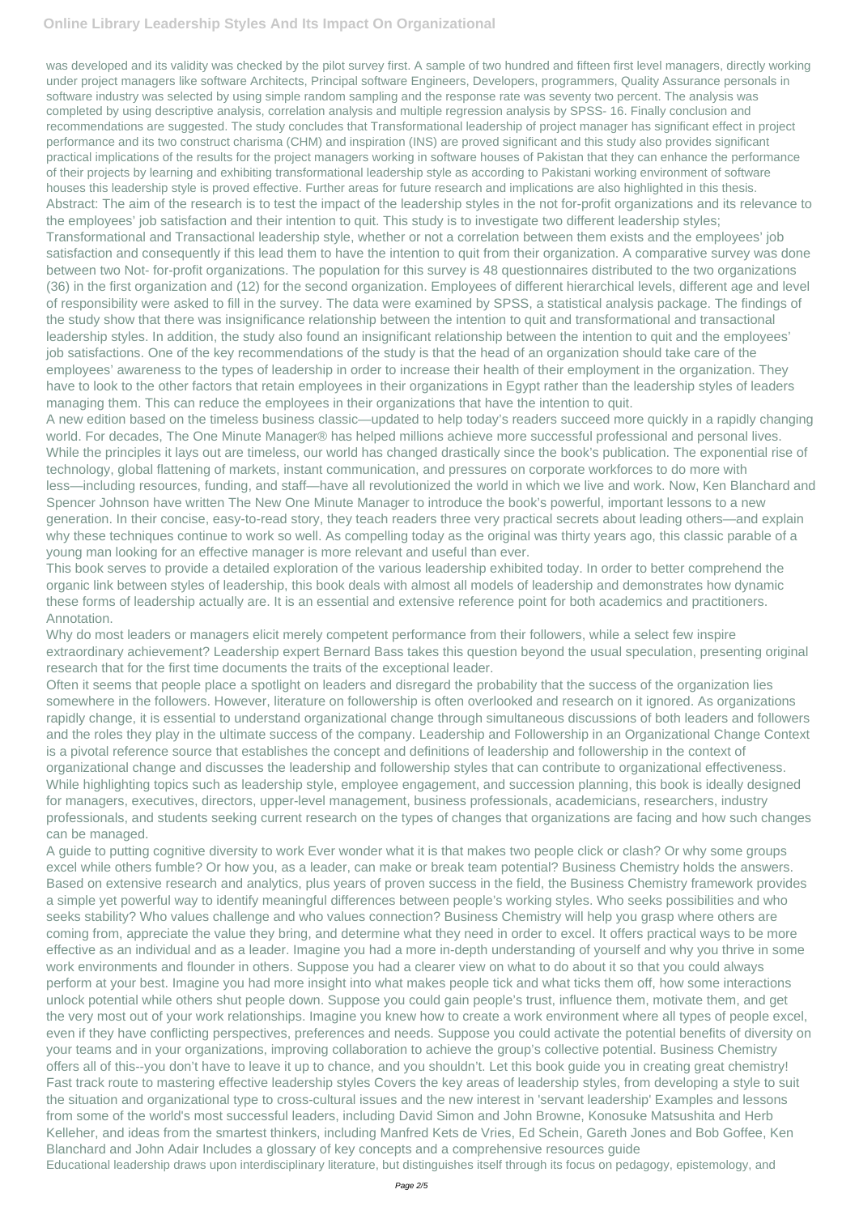was developed and its validity was checked by the pilot survey first. A sample of two hundred and fifteen first level managers, directly working under project managers like software Architects, Principal software Engineers, Developers, programmers, Quality Assurance personals in software industry was selected by using simple random sampling and the response rate was seventy two percent. The analysis was completed by using descriptive analysis, correlation analysis and multiple regression analysis by SPSS- 16. Finally conclusion and recommendations are suggested. The study concludes that Transformational leadership of project manager has significant effect in project performance and its two construct charisma (CHM) and inspiration (INS) are proved significant and this study also provides significant practical implications of the results for the project managers working in software houses of Pakistan that they can enhance the performance of their projects by learning and exhibiting transformational leadership style as according to Pakistani working environment of software houses this leadership style is proved effective. Further areas for future research and implications are also highlighted in this thesis.

Abstract: The aim of the research is to test the impact of the leadership styles in the not for-profit organizations and its relevance to the employees' job satisfaction and their intention to quit. This study is to investigate two different leadership styles; Transformational and Transactional leadership style, whether or not a correlation between them exists and the employees' job satisfaction and consequently if this lead them to have the intention to quit from their organization. A comparative survey was done between two Not- for-profit organizations. The population for this survey is 48 questionnaires distributed to the two organizations (36) in the first organization and (12) for the second organization. Employees of different hierarchical levels, different age and level of responsibility were asked to fill in the survey. The data were examined by SPSS, a statistical analysis package. The findings of the study show that there was insignificance relationship between the intention to quit and transformational and transactional leadership styles. In addition, the study also found an insignificant relationship between the intention to quit and the employees' job satisfactions. One of the key recommendations of the study is that the head of an organization should take care of the employees' awareness to the types of leadership in order to increase their health of their employment in the organization. They have to look to the other factors that retain employees in their organizations in Egypt rather than the leadership styles of leaders managing them. This can reduce the employees in their organizations that have the intention to quit.

A new edition based on the timeless business classic—updated to help today's readers succeed more quickly in a rapidly changing world. For decades, The One Minute Manager® has helped millions achieve more successful professional and personal lives. While the principles it lays out are timeless, our world has changed drastically since the book's publication. The exponential rise of technology, global flattening of markets, instant communication, and pressures on corporate workforces to do more with less—including resources, funding, and staff—have all revolutionized the world in which we live and work. Now, Ken Blanchard and Spencer Johnson have written The New One Minute Manager to introduce the book's powerful, important lessons to a new generation. In their concise, easy-to-read story, they teach readers three very practical secrets about leading others—and explain why these techniques continue to work so well. As compelling today as the original was thirty years ago, this classic parable of a young man looking for an effective manager is more relevant and useful than ever.

This book serves to provide a detailed exploration of the various leadership exhibited today. In order to better comprehend the organic link between styles of leadership, this book deals with almost all models of leadership and demonstrates how dynamic these forms of leadership actually are. It is an essential and extensive reference point for both academics and practitioners. Annotation.

Why do most leaders or managers elicit merely competent performance from their followers, while a select few inspire extraordinary achievement? Leadership expert Bernard Bass takes this question beyond the usual speculation, presenting original research that for the first time documents the traits of the exceptional leader.

Often it seems that people place a spotlight on leaders and disregard the probability that the success of the organization lies somewhere in the followers. However, literature on followership is often overlooked and research on it ignored. As organizations rapidly change, it is essential to understand organizational change through simultaneous discussions of both leaders and followers and the roles they play in the ultimate success of the company. Leadership and Followership in an Organizational Change Context is a pivotal reference source that establishes the concept and definitions of leadership and followership in the context of organizational change and discusses the leadership and followership styles that can contribute to organizational effectiveness. While highlighting topics such as leadership style, employee engagement, and succession planning, this book is ideally designed for managers, executives, directors, upper-level management, business professionals, academicians, researchers, industry professionals, and students seeking current research on the types of changes that organizations are facing and how such changes can be managed.

A guide to putting cognitive diversity to work Ever wonder what it is that makes two people click or clash? Or why some groups excel while others fumble? Or how you, as a leader, can make or break team potential? Business Chemistry holds the answers. Based on extensive research and analytics, plus years of proven success in the field, the Business Chemistry framework provides a simple yet powerful way to identify meaningful differences between people's working styles. Who seeks possibilities and who seeks stability? Who values challenge and who values connection? Business Chemistry will help you grasp where others are coming from, appreciate the value they bring, and determine what they need in order to excel. It offers practical ways to be more effective as an individual and as a leader. Imagine you had a more in-depth understanding of yourself and why you thrive in some work environments and flounder in others. Suppose you had a clearer view on what to do about it so that you could always perform at your best. Imagine you had more insight into what makes people tick and what ticks them off, how some interactions unlock potential while others shut people down. Suppose you could gain people's trust, influence them, motivate them, and get the very most out of your work relationships. Imagine you knew how to create a work environment where all types of people excel, even if they have conflicting perspectives, preferences and needs. Suppose you could activate the potential benefits of diversity on your teams and in your organizations, improving collaboration to achieve the group's collective potential. Business Chemistry offers all of this--you don't have to leave it up to chance, and you shouldn't. Let this book guide you in creating great chemistry!

Fast track route to mastering effective leadership styles Covers the key areas of leadership styles, from developing a style to suit the situation and organizational type to cross-cultural issues and the new interest in 'servant leadership' Examples and lessons from some of the world's most successful leaders, including David Simon and John Browne, Konosuke Matsushita and Herb Kelleher, and ideas from the smartest thinkers, including Manfred Kets de Vries, Ed Schein, Gareth Jones and Bob Goffee, Ken Blanchard and John Adair Includes a glossary of key concepts and a comprehensive resources guide

Educational leadership draws upon interdisciplinary literature, but distinguishes itself through its focus on pedagogy, epistemology, and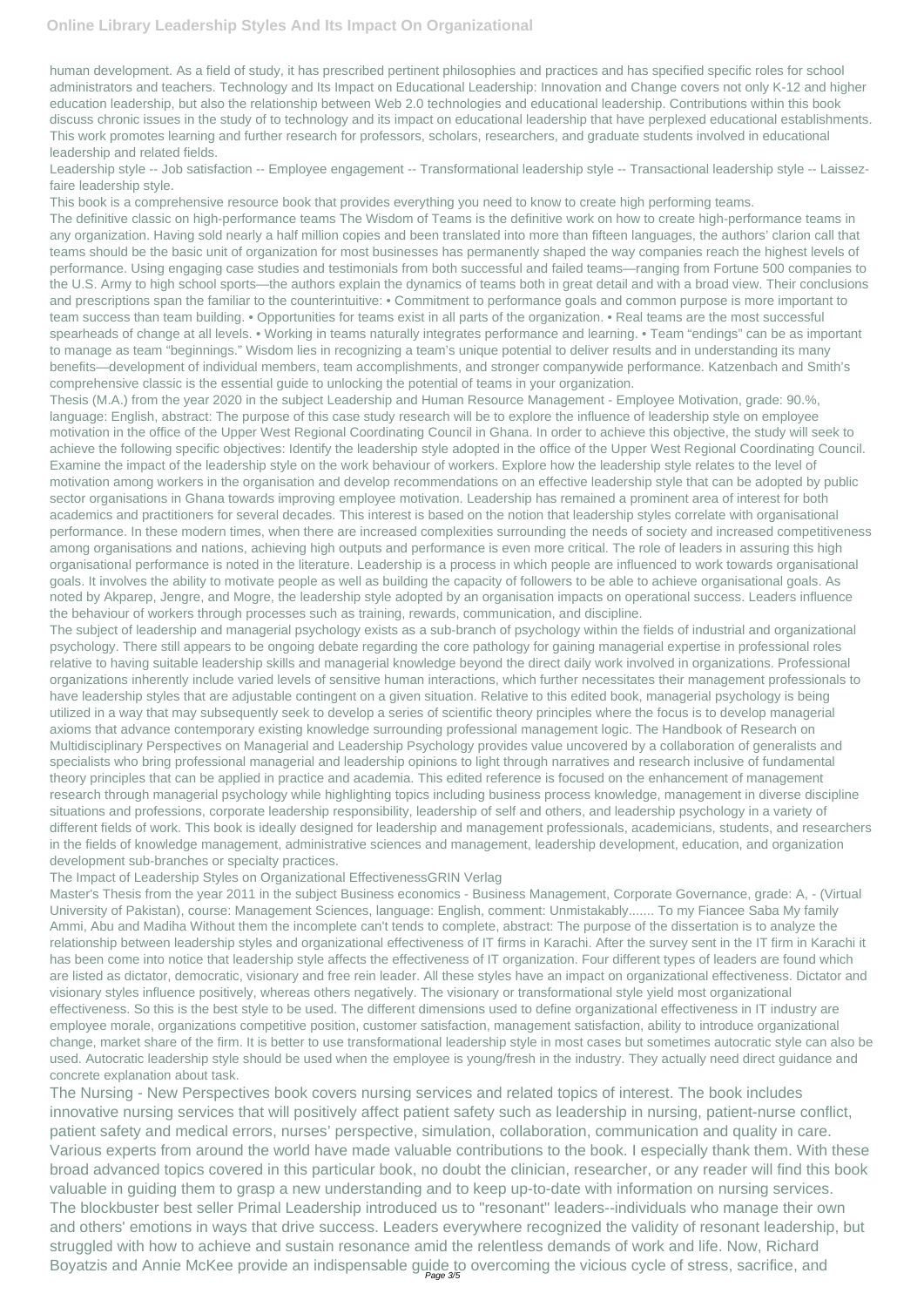human development. As a field of study, it has prescribed pertinent philosophies and practices and has specified specific roles for school administrators and teachers. Technology and Its Impact on Educational Leadership: Innovation and Change covers not only K-12 and higher education leadership, but also the relationship between Web 2.0 technologies and educational leadership. Contributions within this book discuss chronic issues in the study of to technology and its impact on educational leadership that have perplexed educational establishments. This work promotes learning and further research for professors, scholars, researchers, and graduate students involved in educational leadership and related fields.

Leadership style -- Job satisfaction -- Employee engagement -- Transformational leadership style -- Transactional leadership style -- Laissez-faire leadership style.

This book is a comprehensive resource book that provides everything you need to know to create high performing teams.

The definitive classic on high-performance teams The Wisdom of Teams is the definitive work on how to create high-performance teams in any organization. Having sold nearly a half million copies and been translated into more than fifteen languages, the authors' clarion call that teams should be the basic unit of organization for most businesses has permanently shaped the way companies reach the highest levels of performance. Using engaging case studies and testimonials from both successful and failed teams—ranging from Fortune 500 companies to the U.S. Army to high school sports—the authors explain the dynamics of teams both in great detail and with a broad view. Their conclusions and prescriptions span the familiar to the counterintuitive: • Commitment to performance goals and common purpose is more important to team success than team building. • Opportunities for teams exist in all parts of the organization. • Real teams are the most successful spearheads of change at all levels. • Working in teams naturally integrates performance and learning. • Team "endings" can be as important to manage as team "beginnings." Wisdom lies in recognizing a team's unique potential to deliver results and in understanding its many benefits—development of individual members, team accomplishments, and stronger companywide performance. Katzenbach and Smith's comprehensive classic is the essential guide to unlocking the potential of teams in your organization.

Thesis (M.A.) from the year 2020 in the subject Leadership and Human Resource Management - Employee Motivation, grade: 90.%, language: English, abstract: The purpose of this case study research will be to explore the influence of leadership style on employee motivation in the office of the Upper West Regional Coordinating Council in Ghana. In order to achieve this objective, the study will seek to achieve the following specific objectives: Identify the leadership style adopted in the office of the Upper West Regional Coordinating Council. Examine the impact of the leadership style on the work behaviour of workers. Explore how the leadership style relates to the level of motivation among workers in the organisation and develop recommendations on an effective leadership style that can be adopted by public sector organisations in Ghana towards improving employee motivation. Leadership has remained a prominent area of interest for both academics and practitioners for several decades. This interest is based on the notion that leadership styles correlate with organisational performance. In these modern times, when there are increased complexities surrounding the needs of society and increased competitiveness among organisations and nations, achieving high outputs and performance is even more critical. The role of leaders in assuring this high organisational performance is noted in the literature. Leadership is a process in which people are influenced to work towards organisational goals. It involves the ability to motivate people as well as building the capacity of followers to be able to achieve organisational goals. As noted by Akparep, Jengre, and Mogre, the leadership style adopted by an organisation impacts on operational success. Leaders influence the behaviour of workers through processes such as training, rewards, communication, and discipline.

The subject of leadership and managerial psychology exists as a sub-branch of psychology within the fields of industrial and organizational psychology. There still appears to be ongoing debate regarding the core pathology for gaining managerial expertise in professional roles relative to having suitable leadership skills and managerial knowledge beyond the direct daily work involved in organizations. Professional organizations inherently include varied levels of sensitive human interactions, which further necessitates their management professionals to have leadership styles that are adjustable contingent on a given situation. Relative to this edited book, managerial psychology is being utilized in a way that may subsequently seek to develop a series of scientific theory principles where the focus is to develop managerial axioms that advance contemporary existing knowledge surrounding professional management logic. The Handbook of Research on Multidisciplinary Perspectives on Managerial and Leadership Psychology provides value uncovered by a collaboration of generalists and specialists who bring professional managerial and leadership opinions to light through narratives and research inclusive of fundamental theory principles that can be applied in practice and academia. This edited reference is focused on the enhancement of management research through managerial psychology while highlighting topics including business process knowledge, management in diverse discipline situations and professions, corporate leadership responsibility, leadership of self and others, and leadership psychology in a variety of different fields of work. This book is ideally designed for leadership and management professionals, academicians, students, and researchers in the fields of knowledge management, administrative sciences and management, leadership development, education, and organization development sub-branches or specialty practices.

The Impact of Leadership Styles on Organizational EffectivenessGRIN Verlag

Master's Thesis from the year 2011 in the subject Business economics - Business Management, Corporate Governance, grade: A, - (Virtual University of Pakistan), course: Management Sciences, language: English, comment: Unmistakably....... To my Fiancee Saba My family Ammi, Abu and Madiha Without them the incomplete can't tends to complete, abstract: The purpose of the dissertation is to analyze the relationship between leadership styles and organizational effectiveness of IT firms in Karachi. After the survey sent in the IT firm in Karachi it has been come into notice that leadership style affects the effectiveness of IT organization. Four different types of leaders are found which are listed as dictator, democratic, visionary and free rein leader. All these styles have an impact on organizational effectiveness. Dictator and visionary styles influence positively, whereas others negatively. The visionary or transformational style yield most organizational effectiveness. So this is the best style to be used. The different dimensions used to define organizational effectiveness in IT industry are employee morale, organizations competitive position, customer satisfaction, management satisfaction, ability to introduce organizational change, market share of the firm. It is better to use transformational leadership style in most cases but sometimes autocratic style can also be used. Autocratic leadership style should be used when the employee is young/fresh in the industry. They actually need direct guidance and concrete explanation about task.

The Nursing - New Perspectives book covers nursing services and related topics of interest. The book includes innovative nursing services that will positively affect patient safety such as leadership in nursing, patient-nurse conflict, patient safety and medical errors, nurses' perspective, simulation, collaboration, communication and quality in care. Various experts from around the world have made valuable contributions to the book. I especially thank them. With these broad advanced topics covered in this particular book, no doubt the clinician, researcher, or any reader will find this book valuable in guiding them to grasp a new understanding and to keep up-to-date with information on nursing services.

The blockbuster best seller Primal Leadership introduced us to "resonant" leaders--individuals who manage their own and others' emotions in ways that drive success. Leaders everywhere recognized the validity of resonant leadership, but struggled with how to achieve and sustain resonance amid the relentless demands of work and life. Now, Richard Boyatzis and Annie McKee provide an indispensable guide to overcoming the vicious cycle of stress, sacrifice, and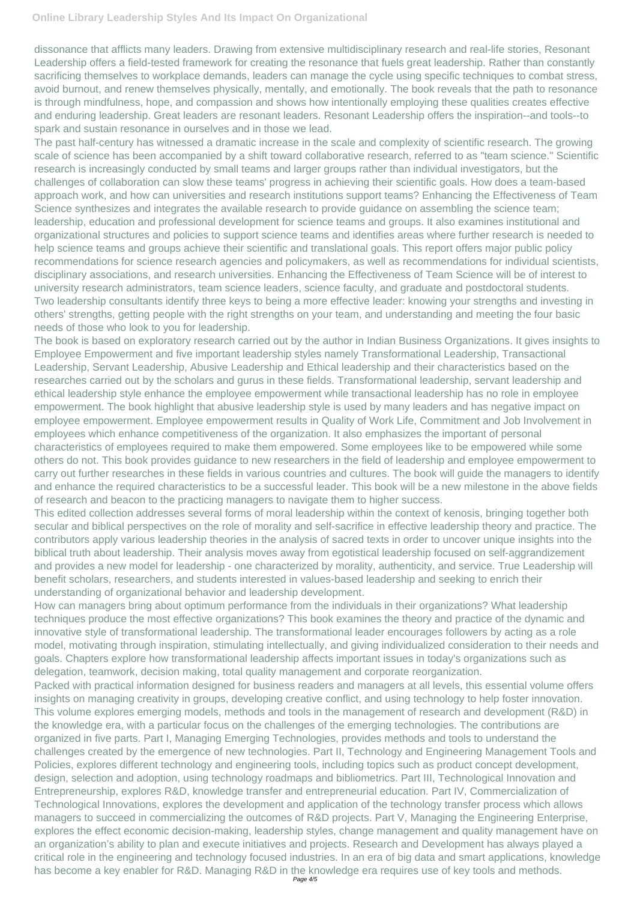dissonance that afflicts many leaders. Drawing from extensive multidisciplinary research and real-life stories, Resonant Leadership offers a field-tested framework for creating the resonance that fuels great leadership. Rather than constantly sacrificing themselves to workplace demands, leaders can manage the cycle using specific techniques to combat stress, avoid burnout, and renew themselves physically, mentally, and emotionally. The book reveals that the path to resonance is through mindfulness, hope, and compassion and shows how intentionally employing these qualities creates effective and enduring leadership. Great leaders are resonant leaders. Resonant Leadership offers the inspiration--and tools--to spark and sustain resonance in ourselves and in those we lead.

The past half-century has witnessed a dramatic increase in the scale and complexity of scientific research. The growing scale of science has been accompanied by a shift toward collaborative research, referred to as "team science." Scientific research is increasingly conducted by small teams and larger groups rather than individual investigators, but the challenges of collaboration can slow these teams' progress in achieving their scientific goals. How does a team-based approach work, and how can universities and research institutions support teams? Enhancing the Effectiveness of Team Science synthesizes and integrates the available research to provide guidance on assembling the science team; leadership, education and professional development for science teams and groups. It also examines institutional and organizational structures and policies to support science teams and identifies areas where further research is needed to help science teams and groups achieve their scientific and translational goals. This report offers major public policy recommendations for science research agencies and policymakers, as well as recommendations for individual scientists, disciplinary associations, and research universities. Enhancing the Effectiveness of Team Science will be of interest to university research administrators, team science leaders, science faculty, and graduate and postdoctoral students.

Two leadership consultants identify three keys to being a more effective leader: knowing your strengths and investing in others' strengths, getting people with the right strengths on your team, and understanding and meeting the four basic needs of those who look to you for leadership.

The book is based on exploratory research carried out by the author in Indian Business Organizations. It gives insights to Employee Empowerment and five important leadership styles namely Transformational Leadership, Transactional Leadership, Servant Leadership, Abusive Leadership and Ethical leadership and their characteristics based on the researches carried out by the scholars and gurus in these fields. Transformational leadership, servant leadership and ethical leadership style enhance the employee empowerment while transactional leadership has no role in employee empowerment. The book highlight that abusive leadership style is used by many leaders and has negative impact on employee empowerment. Employee empowerment results in Quality of Work Life, Commitment and Job Involvement in employees which enhance competitiveness of the organization. It also emphasizes the important of personal characteristics of employees required to make them empowered. Some employees like to be empowered while some others do not. This book provides guidance to new researchers in the field of leadership and employee empowerment to carry out further researches in these fields in various countries and cultures. The book will guide the managers to identify and enhance the required characteristics to be a successful leader. This book will be a new milestone in the above fields of research and beacon to the practicing managers to navigate them to higher success.

This edited collection addresses several forms of moral leadership within the context of kenosis, bringing together both secular and biblical perspectives on the role of morality and self-sacrifice in effective leadership theory and practice. The contributors apply various leadership theories in the analysis of sacred texts in order to uncover unique insights into the biblical truth about leadership. Their analysis moves away from egotistical leadership focused on self-aggrandizement and provides a new model for leadership - one characterized by morality, authenticity, and service. True Leadership will benefit scholars, researchers, and students interested in values-based leadership and seeking to enrich their understanding of organizational behavior and leadership development.

How can managers bring about optimum performance from the individuals in their organizations? What leadership techniques produce the most effective organizations? This book examines the theory and practice of the dynamic and innovative style of transformational leadership. The transformational leader encourages followers by acting as a role model, motivating through inspiration, stimulating intellectually, and giving individualized consideration to their needs and goals. Chapters explore how transformational leadership affects important issues in today's organizations such as delegation, teamwork, decision making, total quality management and corporate reorganization.

Packed with practical information designed for business readers and managers at all levels, this essential volume offers insights on managing creativity in groups, developing creative conflict, and using technology to help foster innovation.

This volume explores emerging models, methods and tools in the management of research and development (R&D) in the knowledge era, with a particular focus on the challenges of the emerging technologies. The contributions are organized in five parts. Part I, Managing Emerging Technologies, provides methods and tools to understand the challenges created by the emergence of new technologies. Part II, Technology and Engineering Management Tools and Policies, explores different technology and engineering tools, including topics such as product concept development, design, selection and adoption, using technology roadmaps and bibliometrics. Part III, Technological Innovation and Entrepreneurship, explores R&D, knowledge transfer and entrepreneurial education. Part IV, Commercialization of Technological Innovations, explores the development and application of the technology transfer process which allows managers to succeed in commercializing the outcomes of R&D projects. Part V, Managing the Engineering Enterprise, explores the effect economic decision-making, leadership styles, change management and quality management have on an organization's ability to plan and execute initiatives and projects. Research and Development has always played a critical role in the engineering and technology focused industries. In an era of big data and smart applications, knowledge has become a key enabler for R&D. Managing R&D in the knowledge era requires use of key tools and methods.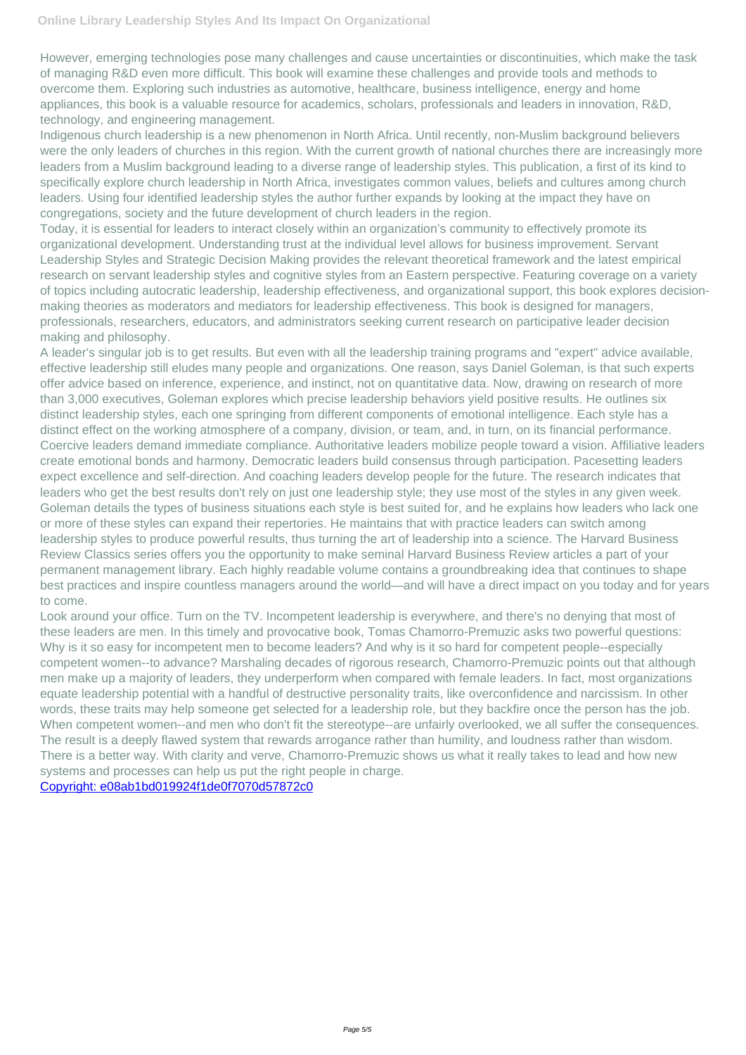However, emerging technologies pose many challenges and cause uncertainties or discontinuities, which make the task of managing R&D even more difficult. This book will examine these challenges and provide tools and methods to overcome them. Exploring such industries as automotive, healthcare, business intelligence, energy and home appliances, this book is a valuable resource for academics, scholars, professionals and leaders in innovation, R&D, technology, and engineering management.

Indigenous church leadership is a new phenomenon in North Africa. Until recently, non-Muslim background believers were the only leaders of churches in this region. With the current growth of national churches there are increasingly more leaders from a Muslim background leading to a diverse range of leadership styles. This publication, a first of its kind to specifically explore church leadership in North Africa, investigates common values, beliefs and cultures among church leaders. Using four identified leadership styles the author further expands by looking at the impact they have on congregations, society and the future development of church leaders in the region.

Today, it is essential for leaders to interact closely within an organization's community to effectively promote its organizational development. Understanding trust at the individual level allows for business improvement. Servant Leadership Styles and Strategic Decision Making provides the relevant theoretical framework and the latest empirical research on servant leadership styles and cognitive styles from an Eastern perspective. Featuring coverage on a variety of topics including autocratic leadership, leadership effectiveness, and organizational support, this book explores decision-making theories as moderators and mediators for leadership effectiveness. This book is designed for managers, professionals, researchers, educators, and administrators seeking current research on participative leader decision making and philosophy.

A leader's singular job is to get results. But even with all the leadership training programs and "expert" advice available, effective leadership still eludes many people and organizations. One reason, says Daniel Goleman, is that such experts offer advice based on inference, experience, and instinct, not on quantitative data. Now, drawing on research of more than 3,000 executives, Goleman explores which precise leadership behaviors yield positive results. He outlines six distinct leadership styles, each one springing from different components of emotional intelligence. Each style has a distinct effect on the working atmosphere of a company, division, or team, and, in turn, on its financial performance. Coercive leaders demand immediate compliance. Authoritative leaders mobilize people toward a vision. Affiliative leaders create emotional bonds and harmony. Democratic leaders build consensus through participation. Pacesetting leaders expect excellence and self-direction. And coaching leaders develop people for the future. The research indicates that leaders who get the best results don't rely on just one leadership style; they use most of the styles in any given week. Goleman details the types of business situations each style is best suited for, and he explains how leaders who lack one or more of these styles can expand their repertories. He maintains that with practice leaders can switch among leadership styles to produce powerful results, thus turning the art of leadership into a science. The Harvard Business Review Classics series offers you the opportunity to make seminal Harvard Business Review articles a part of your permanent management library. Each highly readable volume contains a groundbreaking idea that continues to shape best practices and inspire countless managers around the world—and will have a direct impact on you today and for years to come.

Look around your office. Turn on the TV. Incompetent leadership is everywhere, and there's no denying that most of these leaders are men. In this timely and provocative book, Tomas Chamorro-Premuzic asks two powerful questions: Why is it so easy for incompetent men to become leaders? And why is it so hard for competent people--especially competent women--to advance? Marshaling decades of rigorous research, Chamorro-Premuzic points out that although men make up a majority of leaders, they underperform when compared with female leaders. In fact, most organizations equate leadership potential with a handful of destructive personality traits, like overconfidence and narcissism. In other words, these traits may help someone get selected for a leadership role, but they backfire once the person has the job. When competent women--and men who don't fit the stereotype--are unfairly overlooked, we all suffer the consequences. The result is a deeply flawed system that rewards arrogance rather than humility, and loudness rather than wisdom. There is a better way. With clarity and verve, Chamorro-Premuzic shows us what it really takes to lead and how new systems and processes can help us put the right people in charge.

Copyright: e08ab1bd019924f1de0f7070d57872c0